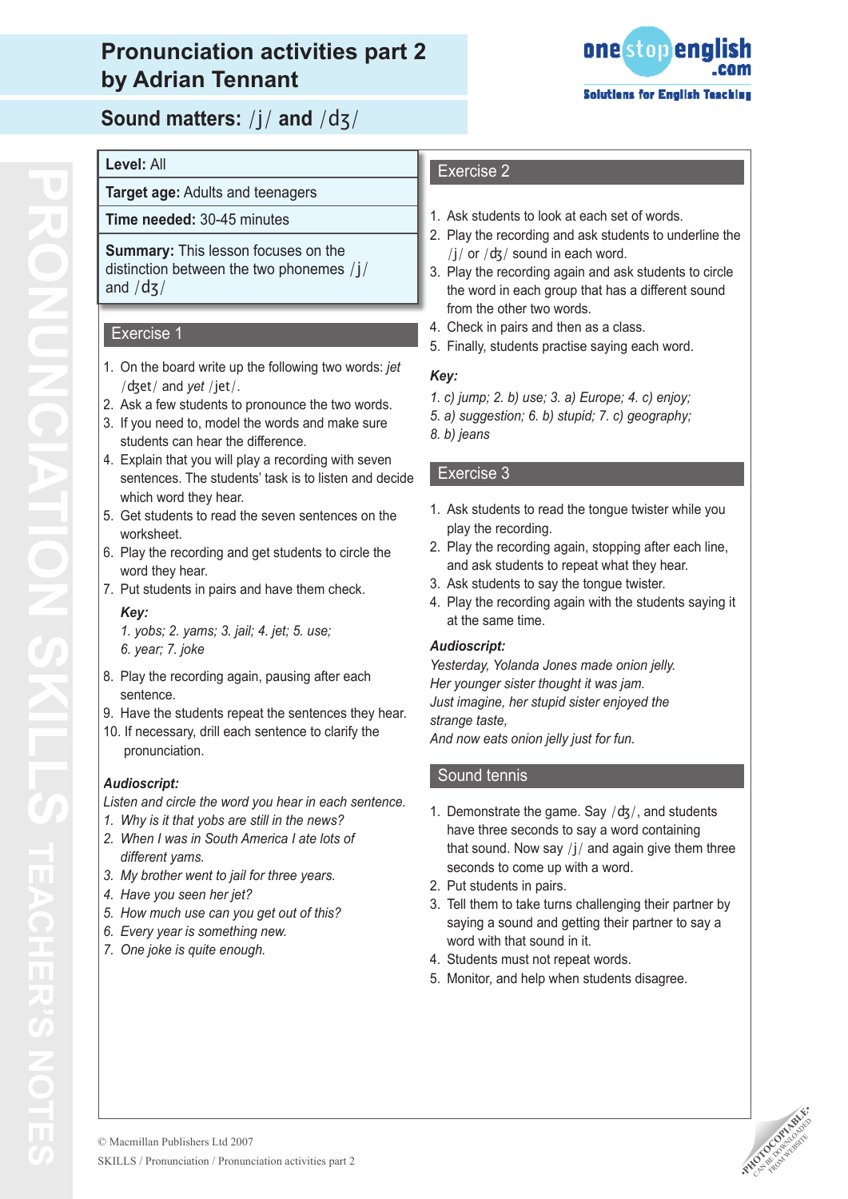# Pronunciation activities part 2 by Adrian Tennant

## Sound matters: /j/ and /dʒ/

**Level:** All

**Target age:** Adults and teenagers

**Time needed:** 30-45 minutes

**Summary:** This lesson focuses on the distinction between the two phonemes /j/ and /dʒ/

### Exercise 1

1. On the board write up the following two words: *jet* /dʒet/ and *yet* /jet/.
2. Ask a few students to pronounce the two words.
3. If you need to, model the words and make sure students can hear the difference.
4. Explain that you will play a recording with seven sentences. The students' task is to listen and decide which word they hear.
5. Get students to read the seven sentences on the worksheet.
6. Play the recording and get students to circle the word they hear.
7. Put students in pairs and have them check.

   ***Key:***
   *1. yobs; 2. yams; 3. jail; 4. jet; 5. use; 6. year; 7. joke*

8. Play the recording again, pausing after each sentence.
9. Have the students repeat the sentences they hear.
10. If necessary, drill each sentence to clarify the pronunciation.

***Audioscript:***

*Listen and circle the word you hear in each sentence.*

1. *Why is it that yobs are still in the news?*
2. *When I was in South America I ate lots of different yams.*
3. *My brother went to jail for three years.*
4. *Have you seen her jet?*
5. *How much use can you get out of this?*
6. *Every year is something new.*
7. *One joke is quite enough.*

### Exercise 2

1. Ask students to look at each set of words.
2. Play the recording and ask students to underline the /j/ or /dʒ/ sound in each word.
3. Play the recording again and ask students to circle the word in each group that has a different sound from the other two words.
4. Check in pairs and then as a class.
5. Finally, students practise saying each word.

***Key:***

*1. c) jump; 2. b) use; 3. a) Europe; 4. c) enjoy; 5. a) suggestion; 6. b) stupid; 7. c) geography; 8. b) jeans*

### Exercise 3

1. Ask students to read the tongue twister while you play the recording.
2. Play the recording again, stopping after each line, and ask students to repeat what they hear.
3. Ask students to say the tongue twister.
4. Play the recording again with the students saying it at the same time.

***Audioscript:***

*Yesterday, Yolanda Jones made onion jelly.*
*Her younger sister thought it was jam.*
*Just imagine, her stupid sister enjoyed the strange taste,*
*And now eats onion jelly just for fun.*

### Sound tennis

1. Demonstrate the game. Say /dʒ/, and students have three seconds to say a word containing that sound. Now say /j/ and again give them three seconds to come up with a word.
2. Put students in pairs.
3. Tell them to take turns challenging their partner by saying a sound and getting their partner to say a word with that sound in it.
4. Students must not repeat words.
5. Monitor, and help when students disagree.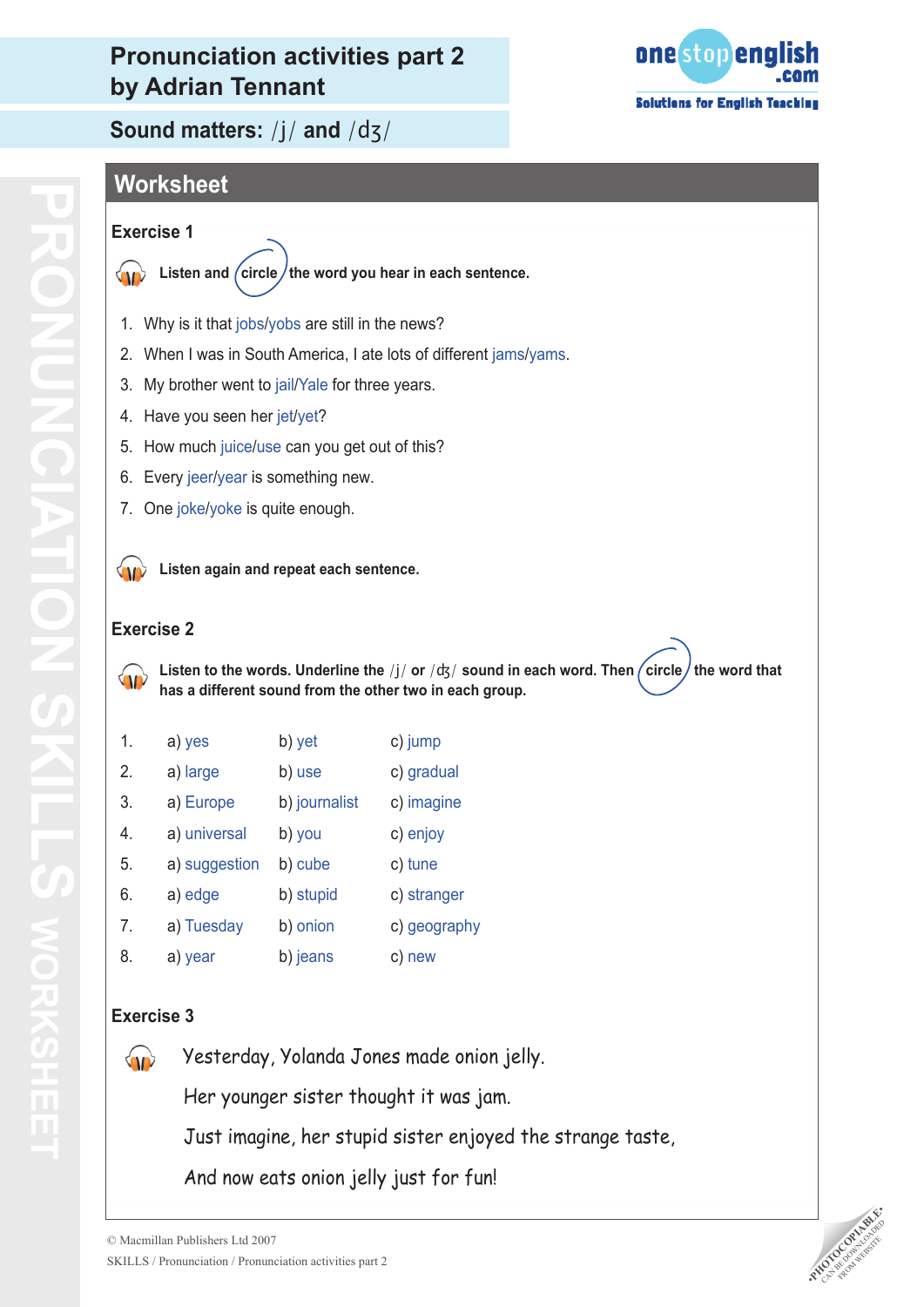# Pronunciation activities part 2
# by Adrian Tennant

## Sound matters: /j/ and /dʒ/

## Worksheet

### Exercise 1

**Listen and circle the word you hear in each sentence.**

1. Why is it that jobs/yobs are still in the news?
2. When I was in South America, I ate lots of different jams/yams.
3. My brother went to jail/Yale for three years.
4. Have you seen her jet/yet?
5. How much juice/use can you get out of this?
6. Every jeer/year is something new.
7. One joke/yoke is quite enough.

**Listen again and repeat each sentence.**

### Exercise 2

**Listen to the words. Underline the /j/ or /dʒ/ sound in each word. Then circle the word that has a different sound from the other two in each group.**

| | | | |
|---|---|---|---|
| 1. | a) yes | b) yet | c) jump |
| 2. | a) large | b) use | c) gradual |
| 3. | a) Europe | b) journalist | c) imagine |
| 4. | a) universal | b) you | c) enjoy |
| 5. | a) suggestion | b) cube | c) tune |
| 6. | a) edge | b) stupid | c) stranger |
| 7. | a) Tuesday | b) onion | c) geography |
| 8. | a) year | b) jeans | c) new |

### Exercise 3

Yesterday, Yolanda Jones made onion jelly.

Her younger sister thought it was jam.

Just imagine, her stupid sister enjoyed the strange taste,

And now eats onion jelly just for fun!

© Macmillan Publishers Ltd 2007

SKILLS / Pronunciation / Pronunciation activities part 2